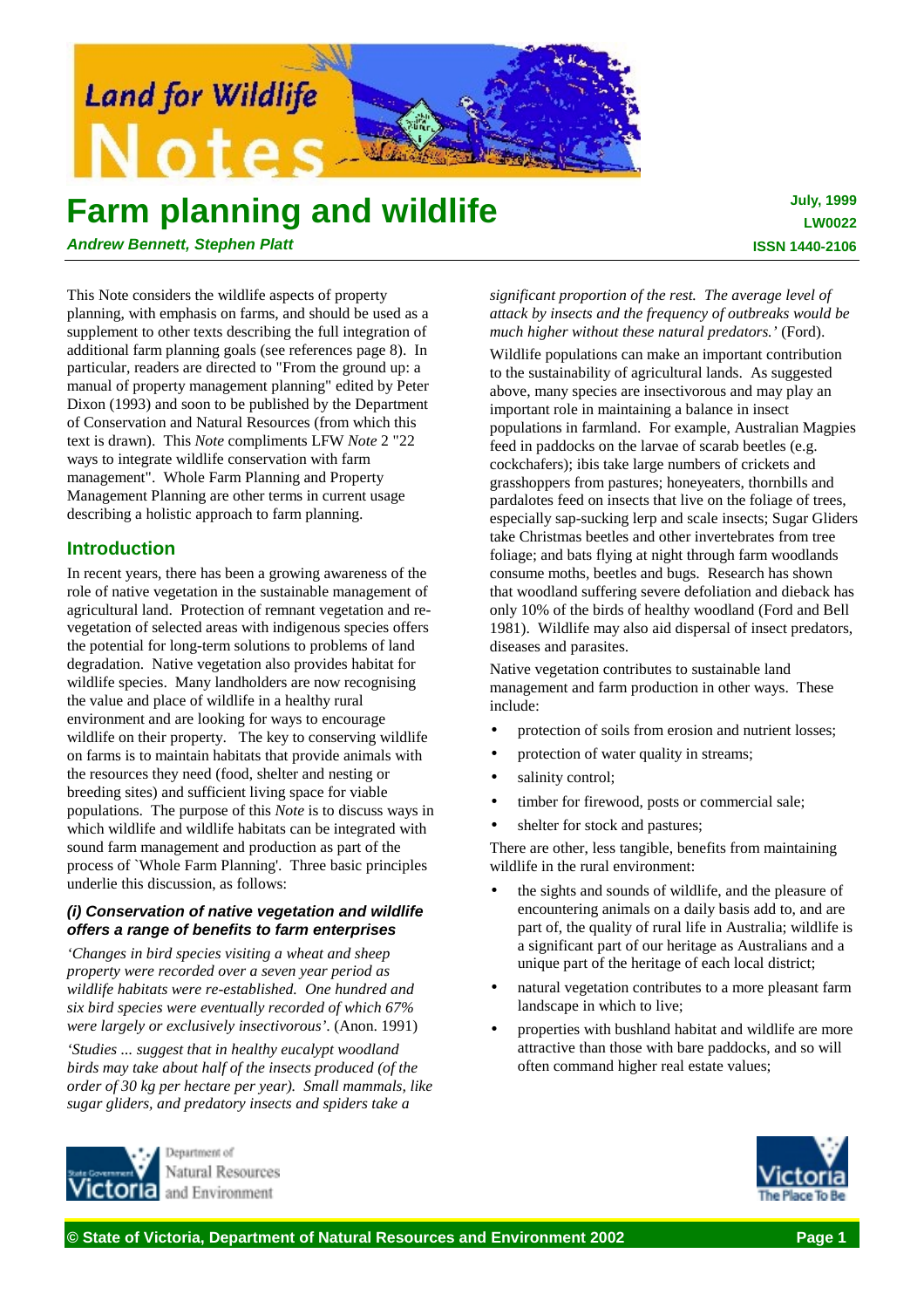# Farm planning and wildlife

***Andrew Bennett, Stephen Platt***

**July, 1999**
**LW0022**
**ISSN 1440-2106**

This Note considers the wildlife aspects of property planning, with emphasis on farms, and should be used as a supplement to other texts describing the full integration of additional farm planning goals (see references page 8). In particular, readers are directed to "From the ground up: a manual of property management planning" edited by Peter Dixon (1993) and soon to be published by the Department of Conservation and Natural Resources (from which this text is drawn). This *Note* compliments LFW *Note* 2 "22 ways to integrate wildlife conservation with farm management". Whole Farm Planning and Property Management Planning are other terms in current usage describing a holistic approach to farm planning.

## Introduction

In recent years, there has been a growing awareness of the role of native vegetation in the sustainable management of agricultural land. Protection of remnant vegetation and re-vegetation of selected areas with indigenous species offers the potential for long-term solutions to problems of land degradation. Native vegetation also provides habitat for wildlife species. Many landholders are now recognising the value and place of wildlife in a healthy rural environment and are looking for ways to encourage wildlife on their property. The key to conserving wildlife on farms is to maintain habitats that provide animals with the resources they need (food, shelter and nesting or breeding sites) and sufficient living space for viable populations. The purpose of this *Note* is to discuss ways in which wildlife and wildlife habitats can be integrated with sound farm management and production as part of the process of `Whole Farm Planning'. Three basic principles underlie this discussion, as follows:

### *(i) Conservation of native vegetation and wildlife offers a range of benefits to farm enterprises*

*'Changes in bird species visiting a wheat and sheep property were recorded over a seven year period as wildlife habitats were re-established. One hundred and six bird species were eventually recorded of which 67% were largely or exclusively insectivorous'.* (Anon. 1991)

*'Studies ... suggest that in healthy eucalypt woodland birds may take about half of the insects produced (of the order of 30 kg per hectare per year). Small mammals, like sugar gliders, and predatory insects and spiders take a significant proportion of the rest. The average level of attack by insects and the frequency of outbreaks would be much higher without these natural predators.'* (Ford).

Wildlife populations can make an important contribution to the sustainability of agricultural lands. As suggested above, many species are insectivorous and may play an important role in maintaining a balance in insect populations in farmland. For example, Australian Magpies feed in paddocks on the larvae of scarab beetles (e.g. cockchafers); ibis take large numbers of crickets and grasshoppers from pastures; honeyeaters, thornbills and pardalotes feed on insects that live on the foliage of trees, especially sap-sucking lerp and scale insects; Sugar Gliders take Christmas beetles and other invertebrates from tree foliage; and bats flying at night through farm woodlands consume moths, beetles and bugs. Research has shown that woodland suffering severe defoliation and dieback has only 10% of the birds of healthy woodland (Ford and Bell 1981). Wildlife may also aid dispersal of insect predators, diseases and parasites.

Native vegetation contributes to sustainable land management and farm production in other ways. These include:

- protection of soils from erosion and nutrient losses;
- protection of water quality in streams;
- salinity control;
- timber for firewood, posts or commercial sale;
- shelter for stock and pastures;

There are other, less tangible, benefits from maintaining wildlife in the rural environment:

- the sights and sounds of wildlife, and the pleasure of encountering animals on a daily basis add to, and are part of, the quality of rural life in Australia; wildlife is a significant part of our heritage as Australians and a unique part of the heritage of each local district;
- natural vegetation contributes to a more pleasant farm landscape in which to live;
- properties with bushland habitat and wildlife are more attractive than those with bare paddocks, and so will often command higher real estate values;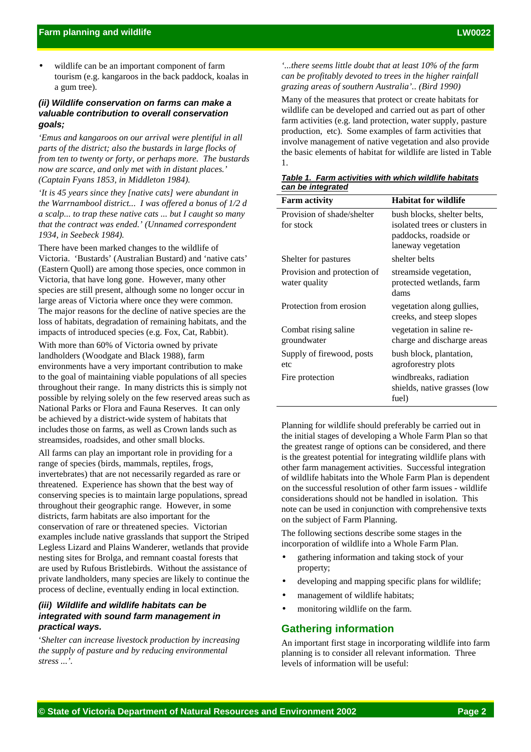- wildlife can be an important component of farm tourism (e.g. kangaroos in the back paddock, koalas in a gum tree).

### *(ii) Wildlife conservation on farms can make a valuable contribution to overall conservation goals;*

*'Emus and kangaroos on our arrival were plentiful in all parts of the district; also the bustards in large flocks of from ten to twenty or forty, or perhaps more. The bustards now are scarce, and only met with in distant places.' (Captain Fyans 1853, in Middleton 1984).*

*'It is 45 years since they [native cats] were abundant in the Warrnambool district... I was offered a bonus of 1/2 d a scalp... to trap these native cats ... but I caught so many that the contract was ended.' (Unnamed correspondent 1934, in Seebeck 1984).*

There have been marked changes to the wildlife of Victoria. 'Bustards' (Australian Bustard) and 'native cats' (Eastern Quoll) are among those species, once common in Victoria, that have long gone. However, many other species are still present, although some no longer occur in large areas of Victoria where once they were common. The major reasons for the decline of native species are the loss of habitats, degradation of remaining habitats, and the impacts of introduced species (e.g. Fox, Cat, Rabbit).

With more than 60% of Victoria owned by private landholders (Woodgate and Black 1988), farm environments have a very important contribution to make to the goal of maintaining viable populations of all species throughout their range. In many districts this is simply not possible by relying solely on the few reserved areas such as National Parks or Flora and Fauna Reserves. It can only be achieved by a district-wide system of habitats that includes those on farms, as well as Crown lands such as streamsides, roadsides, and other small blocks.

All farms can play an important role in providing for a range of species (birds, mammals, reptiles, frogs, invertebrates) that are not necessarily regarded as rare or threatened. Experience has shown that the best way of conserving species is to maintain large populations, spread throughout their geographic range. However, in some districts, farm habitats are also important for the conservation of rare or threatened species. Victorian examples include native grasslands that support the Striped Legless Lizard and Plains Wanderer, wetlands that provide nesting sites for Brolga, and remnant coastal forests that are used by Rufous Bristlebirds. Without the assistance of private landholders, many species are likely to continue the process of decline, eventually ending in local extinction.

### *(iii) Wildlife and wildlife habitats can be integrated with sound farm management in practical ways.*

*'Shelter can increase livestock production by increasing the supply of pasture and by reducing environmental stress ...'.*

*'...there seems little doubt that at least 10% of the farm can be profitably devoted to trees in the higher rainfall grazing areas of southern Australia'.. (Bird 1990)*

Many of the measures that protect or create habitats for wildlife can be developed and carried out as part of other farm activities (e.g. land protection, water supply, pasture production, etc). Some examples of farm activities that involve management of native vegetation and also provide the basic elements of habitat for wildlife are listed in Table 1.

***Table 1. Farm activities with which wildlife habitats can be integrated***

| Farm activity | Habitat for wildlife |
| --- | --- |
| Provision of shade/shelter for stock | bush blocks, shelter belts, isolated trees or clusters in paddocks, roadside or laneway vegetation |
| Shelter for pastures | shelter belts |
| Provision and protection of water quality | streamside vegetation, protected wetlands, farm dams |
| Protection from erosion | vegetation along gullies, creeks, and steep slopes |
| Combat rising saline groundwater | vegetation in saline re-charge and discharge areas |
| Supply of firewood, posts etc | bush block, plantation, agroforestry plots |
| Fire protection | windbreaks, radiation shields, native grasses (low fuel) |

Planning for wildlife should preferably be carried out in the initial stages of developing a Whole Farm Plan so that the greatest range of options can be considered, and there is the greatest potential for integrating wildlife plans with other farm management activities. Successful integration of wildlife habitats into the Whole Farm Plan is dependent on the successful resolution of other farm issues - wildlife considerations should not be handled in isolation. This note can be used in conjunction with comprehensive texts on the subject of Farm Planning.

The following sections describe some stages in the incorporation of wildlife into a Whole Farm Plan.

- gathering information and taking stock of your property;
- developing and mapping specific plans for wildlife;
- management of wildlife habitats;
- monitoring wildlife on the farm.

## Gathering information

An important first stage in incorporating wildlife into farm planning is to consider all relevant information. Three levels of information will be useful: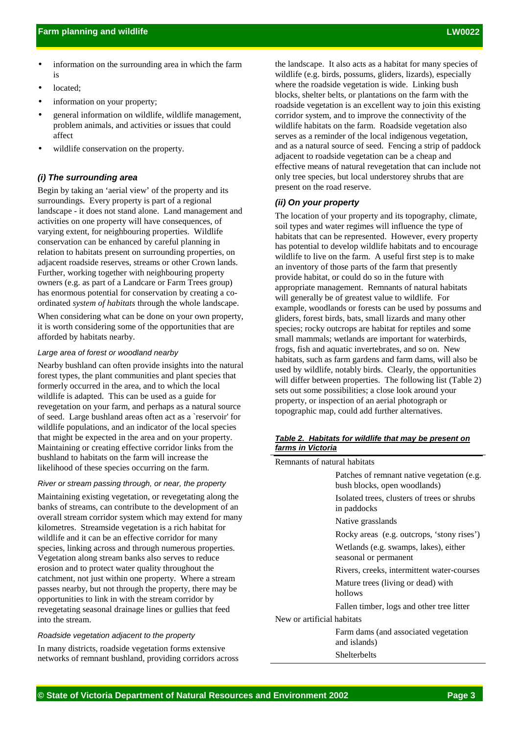- information on the surrounding area in which the farm is
- located;
- information on your property;
- general information on wildlife, wildlife management, problem animals, and activities or issues that could affect
- wildlife conservation on the property.

### *(i) The surrounding area*

Begin by taking an 'aerial view' of the property and its surroundings. Every property is part of a regional landscape - it does not stand alone. Land management and activities on one property will have consequences, of varying extent, for neighbouring properties. Wildlife conservation can be enhanced by careful planning in relation to habitats present on surrounding properties, on adjacent roadside reserves, streams or other Crown lands. Further, working together with neighbouring property owners (e.g. as part of a Landcare or Farm Trees group) has enormous potential for conservation by creating a co-ordinated *system of habitats* through the whole landscape.

When considering what can be done on your own property, it is worth considering some of the opportunities that are afforded by habitats nearby.

#### *Large area of forest or woodland nearby*

Nearby bushland can often provide insights into the natural forest types, the plant communities and plant species that formerly occurred in the area, and to which the local wildlife is adapted. This can be used as a guide for revegetation on your farm, and perhaps as a natural source of seed. Large bushland areas often act as a `reservoir' for wildlife populations, and an indicator of the local species that might be expected in the area and on your property. Maintaining or creating effective corridor links from the bushland to habitats on the farm will increase the likelihood of these species occurring on the farm.

#### *River or stream passing through, or near, the property*

Maintaining existing vegetation, or revegetating along the banks of streams, can contribute to the development of an overall stream corridor system which may extend for many kilometres. Streamside vegetation is a rich habitat for wildlife and it can be an effective corridor for many species, linking across and through numerous properties. Vegetation along stream banks also serves to reduce erosion and to protect water quality throughout the catchment, not just within one property. Where a stream passes nearby, but not through the property, there may be opportunities to link in with the stream corridor by revegetating seasonal drainage lines or gullies that feed into the stream.

#### *Roadside vegetation adjacent to the property*

In many districts, roadside vegetation forms extensive networks of remnant bushland, providing corridors across the landscape. It also acts as a habitat for many species of wildlife (e.g. birds, possums, gliders, lizards), especially where the roadside vegetation is wide. Linking bush blocks, shelter belts, or plantations on the farm with the roadside vegetation is an excellent way to join this existing corridor system, and to improve the connectivity of the wildlife habitats on the farm. Roadside vegetation also serves as a reminder of the local indigenous vegetation, and as a natural source of seed. Fencing a strip of paddock adjacent to roadside vegetation can be a cheap and effective means of natural revegetation that can include not only tree species, but local understorey shrubs that are present on the road reserve.

### *(ii) On your property*

The location of your property and its topography, climate, soil types and water regimes will influence the type of habitats that can be represented. However, every property has potential to develop wildlife habitats and to encourage wildlife to live on the farm. A useful first step is to make an inventory of those parts of the farm that presently provide habitat, or could do so in the future with appropriate management. Remnants of natural habitats will generally be of greatest value to wildlife. For example, woodlands or forests can be used by possums and gliders, forest birds, bats, small lizards and many other species; rocky outcrops are habitat for reptiles and some small mammals; wetlands are important for waterbirds, frogs, fish and aquatic invertebrates, and so on. New habitats, such as farm gardens and farm dams, will also be used by wildlife, notably birds. Clearly, the opportunities will differ between properties. The following list (Table 2) sets out some possibilities; a close look around your property, or inspection of an aerial photograph or topographic map, could add further alternatives.

***Table 2. Habitats for wildlife that may be present on farms in Victoria***

| | |
|---|---|
| Remnants of natural habitats | |
| | Patches of remnant native vegetation (e.g. bush blocks, open woodlands) |
| | Isolated trees, clusters of trees or shrubs in paddocks |
| | Native grasslands |
| | Rocky areas (e.g. outcrops, 'stony rises') |
| | Wetlands (e.g. swamps, lakes), either seasonal or permanent |
| | Rivers, creeks, intermittent water-courses |
| | Mature trees (living or dead) with hollows |
| | Fallen timber, logs and other tree litter |
| New or artificial habitats | |
| | Farm dams (and associated vegetation and islands) |
| | Shelterbelts |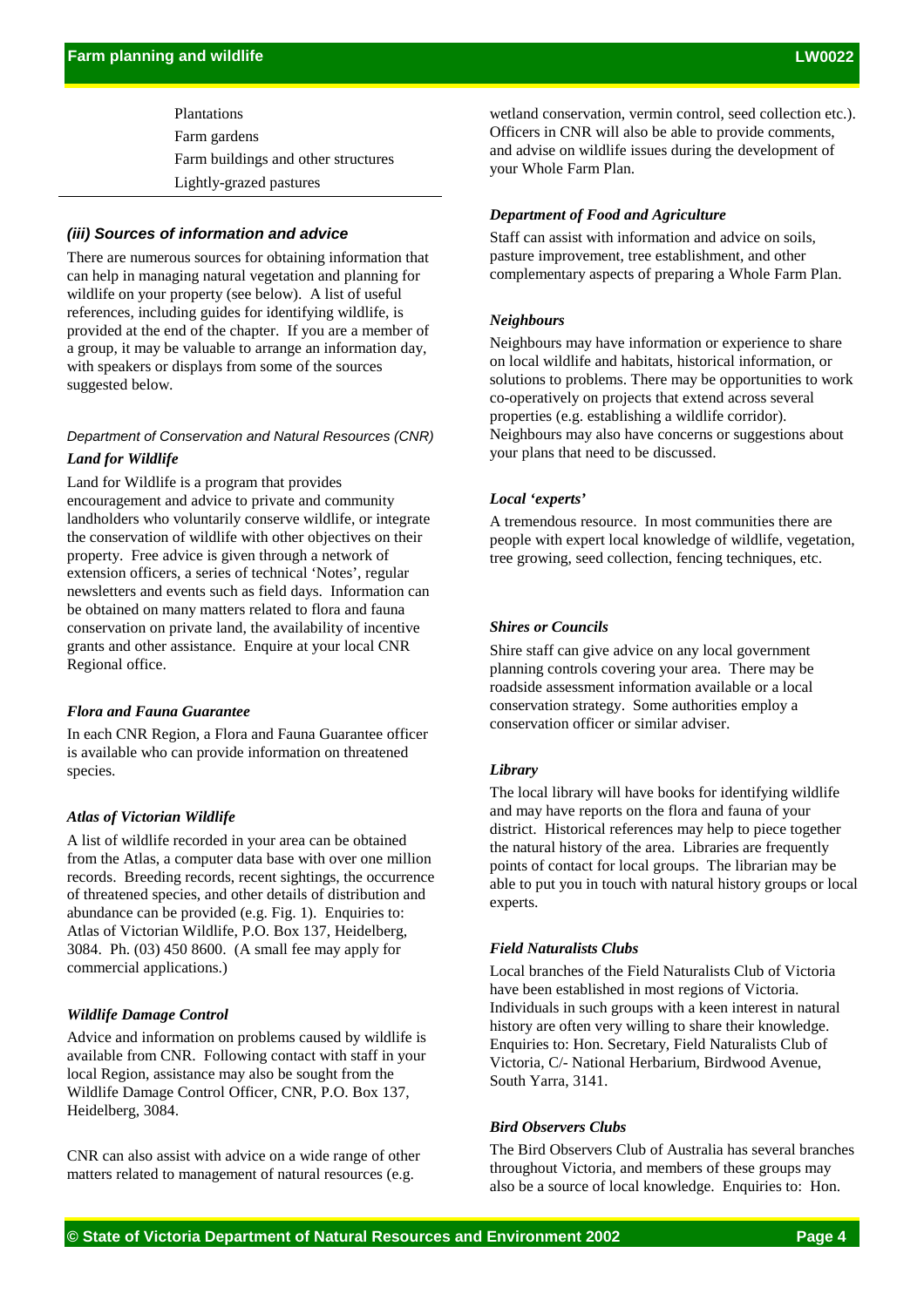Plantations
Farm gardens
Farm buildings and other structures
Lightly-grazed pastures

### *(iii) Sources of information and advice*

There are numerous sources for obtaining information that can help in managing natural vegetation and planning for wildlife on your property (see below). A list of useful references, including guides for identifying wildlife, is provided at the end of the chapter. If you are a member of a group, it may be valuable to arrange an information day, with speakers or displays from some of the sources suggested below.

*Department of Conservation and Natural Resources (CNR)*

***Land for Wildlife***

Land for Wildlife is a program that provides encouragement and advice to private and community landholders who voluntarily conserve wildlife, or integrate the conservation of wildlife with other objectives on their property. Free advice is given through a network of extension officers, a series of technical 'Notes', regular newsletters and events such as field days. Information can be obtained on many matters related to flora and fauna conservation on private land, the availability of incentive grants and other assistance. Enquire at your local CNR Regional office.

***Flora and Fauna Guarantee***

In each CNR Region, a Flora and Fauna Guarantee officer is available who can provide information on threatened species.

***Atlas of Victorian Wildlife***

A list of wildlife recorded in your area can be obtained from the Atlas, a computer data base with over one million records. Breeding records, recent sightings, the occurrence of threatened species, and other details of distribution and abundance can be provided (e.g. Fig. 1). Enquiries to: Atlas of Victorian Wildlife, P.O. Box 137, Heidelberg, 3084. Ph. (03) 450 8600. (A small fee may apply for commercial applications.)

***Wildlife Damage Control***

Advice and information on problems caused by wildlife is available from CNR. Following contact with staff in your local Region, assistance may also be sought from the Wildlife Damage Control Officer, CNR, P.O. Box 137, Heidelberg, 3084.

CNR can also assist with advice on a wide range of other matters related to management of natural resources (e.g. wetland conservation, vermin control, seed collection etc.). Officers in CNR will also be able to provide comments, and advise on wildlife issues during the development of your Whole Farm Plan.

***Department of Food and Agriculture***

Staff can assist with information and advice on soils, pasture improvement, tree establishment, and other complementary aspects of preparing a Whole Farm Plan.

***Neighbours***

Neighbours may have information or experience to share on local wildlife and habitats, historical information, or solutions to problems. There may be opportunities to work co-operatively on projects that extend across several properties (e.g. establishing a wildlife corridor). Neighbours may also have concerns or suggestions about your plans that need to be discussed.

***Local 'experts'***

A tremendous resource. In most communities there are people with expert local knowledge of wildlife, vegetation, tree growing, seed collection, fencing techniques, etc.

***Shires or Councils***

Shire staff can give advice on any local government planning controls covering your area. There may be roadside assessment information available or a local conservation strategy. Some authorities employ a conservation officer or similar adviser.

***Library***

The local library will have books for identifying wildlife and may have reports on the flora and fauna of your district. Historical references may help to piece together the natural history of the area. Libraries are frequently points of contact for local groups. The librarian may be able to put you in touch with natural history groups or local experts.

***Field Naturalists Clubs***

Local branches of the Field Naturalists Club of Victoria have been established in most regions of Victoria. Individuals in such groups with a keen interest in natural history are often very willing to share their knowledge. Enquiries to: Hon. Secretary, Field Naturalists Club of Victoria, C/- National Herbarium, Birdwood Avenue, South Yarra, 3141.

***Bird Observers Clubs***

The Bird Observers Club of Australia has several branches throughout Victoria, and members of these groups may also be a source of local knowledge. Enquiries to: Hon.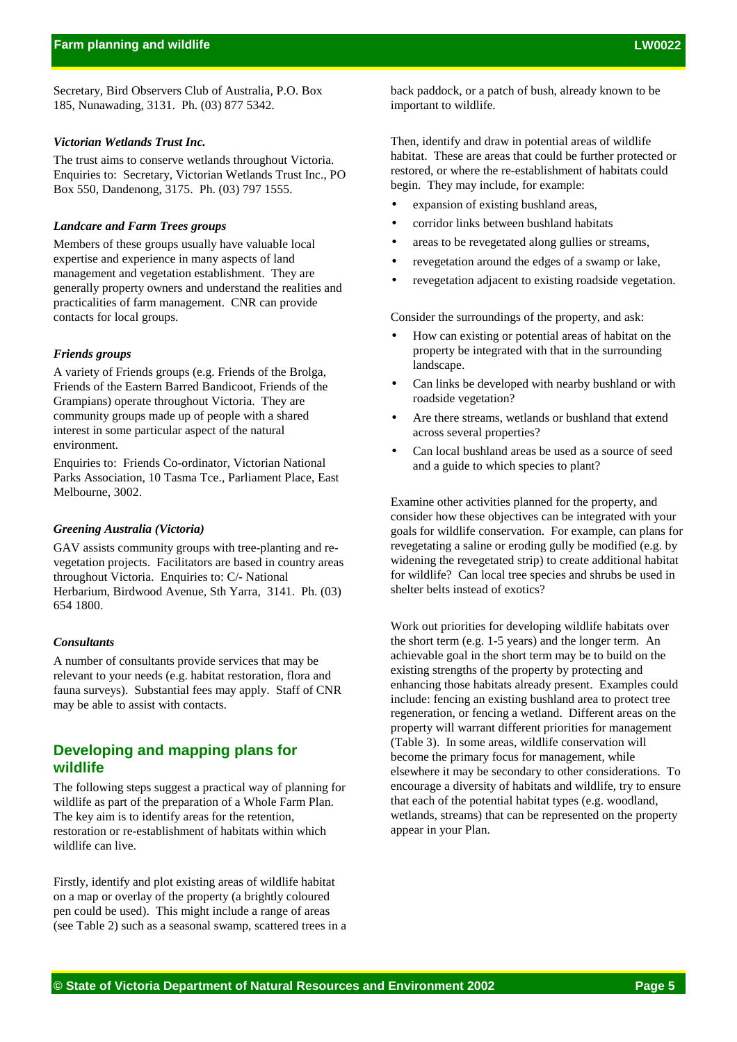Secretary, Bird Observers Club of Australia, P.O. Box 185, Nunawading, 3131. Ph. (03) 877 5342.

*Victorian Wetlands Trust Inc.*

The trust aims to conserve wetlands throughout Victoria. Enquiries to: Secretary, Victorian Wetlands Trust Inc., PO Box 550, Dandenong, 3175. Ph. (03) 797 1555.

*Landcare and Farm Trees groups*

Members of these groups usually have valuable local expertise and experience in many aspects of land management and vegetation establishment. They are generally property owners and understand the realities and practicalities of farm management. CNR can provide contacts for local groups.

*Friends groups*

A variety of Friends groups (e.g. Friends of the Brolga, Friends of the Eastern Barred Bandicoot, Friends of the Grampians) operate throughout Victoria. They are community groups made up of people with a shared interest in some particular aspect of the natural environment.

Enquiries to: Friends Co-ordinator, Victorian National Parks Association, 10 Tasma Tce., Parliament Place, East Melbourne, 3002.

*Greening Australia (Victoria)*

GAV assists community groups with tree-planting and re-vegetation projects. Facilitators are based in country areas throughout Victoria. Enquiries to: C/- National Herbarium, Birdwood Avenue, Sth Yarra, 3141. Ph. (03) 654 1800.

*Consultants*

A number of consultants provide services that may be relevant to your needs (e.g. habitat restoration, flora and fauna surveys). Substantial fees may apply. Staff of CNR may be able to assist with contacts.

## Developing and mapping plans for wildlife

The following steps suggest a practical way of planning for wildlife as part of the preparation of a Whole Farm Plan. The key aim is to identify areas for the retention, restoration or re-establishment of habitats within which wildlife can live.

Firstly, identify and plot existing areas of wildlife habitat on a map or overlay of the property (a brightly coloured pen could be used). This might include a range of areas (see Table 2) such as a seasonal swamp, scattered trees in a back paddock, or a patch of bush, already known to be important to wildlife.

Then, identify and draw in potential areas of wildlife habitat. These are areas that could be further protected or restored, or where the re-establishment of habitats could begin. They may include, for example:

- expansion of existing bushland areas,
- corridor links between bushland habitats
- areas to be revegetated along gullies or streams,
- revegetation around the edges of a swamp or lake,
- revegetation adjacent to existing roadside vegetation.

Consider the surroundings of the property, and ask:

- How can existing or potential areas of habitat on the property be integrated with that in the surrounding landscape.
- Can links be developed with nearby bushland or with roadside vegetation?
- Are there streams, wetlands or bushland that extend across several properties?
- Can local bushland areas be used as a source of seed and a guide to which species to plant?

Examine other activities planned for the property, and consider how these objectives can be integrated with your goals for wildlife conservation. For example, can plans for revegetating a saline or eroding gully be modified (e.g. by widening the revegetated strip) to create additional habitat for wildlife? Can local tree species and shrubs be used in shelter belts instead of exotics?

Work out priorities for developing wildlife habitats over the short term (e.g. 1-5 years) and the longer term. An achievable goal in the short term may be to build on the existing strengths of the property by protecting and enhancing those habitats already present. Examples could include: fencing an existing bushland area to protect tree regeneration, or fencing a wetland. Different areas on the property will warrant different priorities for management (Table 3). In some areas, wildlife conservation will become the primary focus for management, while elsewhere it may be secondary to other considerations. To encourage a diversity of habitats and wildlife, try to ensure that each of the potential habitat types (e.g. woodland, wetlands, streams) that can be represented on the property appear in your Plan.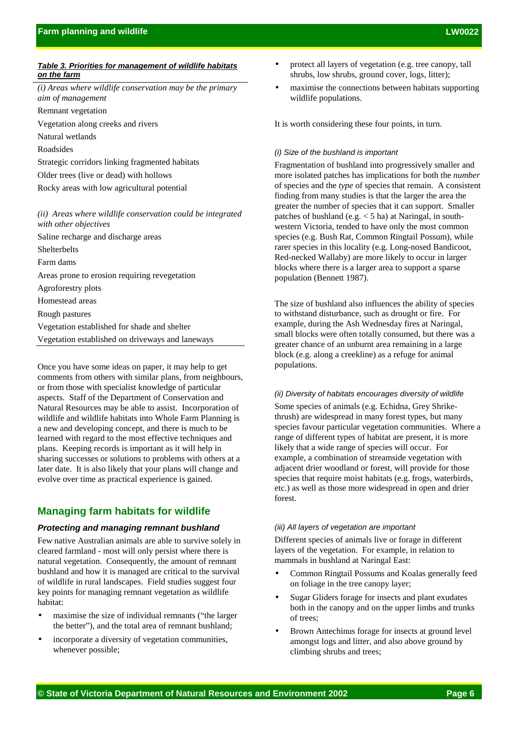***Table 3. Priorities for management of wildlife habitats on the farm***

| |
|---|
| *(i) Areas where wildlife conservation may be the primary aim of management* |
| Remnant vegetation |
| Vegetation along creeks and rivers |
| Natural wetlands |
| Roadsides |
| Strategic corridors linking fragmented habitats |
| Older trees (live or dead) with hollows |
| Rocky areas with low agricultural potential |
| *(ii) Areas where wildlife conservation could be integrated with other objectives* |
| Saline recharge and discharge areas |
| Shelterbelts |
| Farm dams |
| Areas prone to erosion requiring revegetation |
| Agroforestry plots |
| Homestead areas |
| Rough pastures |
| Vegetation established for shade and shelter |
| Vegetation established on driveways and laneways |

Once you have some ideas on paper, it may help to get comments from others with similar plans, from neighbours, or from those with specialist knowledge of particular aspects. Staff of the Department of Conservation and Natural Resources may be able to assist. Incorporation of wildlife and wildlife habitats into Whole Farm Planning is a new and developing concept, and there is much to be learned with regard to the most effective techniques and plans. Keeping records is important as it will help in sharing successes or solutions to problems with others at a later date. It is also likely that your plans will change and evolve over time as practical experience is gained.

## Managing farm habitats for wildlife

### Protecting and managing remnant bushland

Few native Australian animals are able to survive solely in cleared farmland - most will only persist where there is natural vegetation. Consequently, the amount of remnant bushland and how it is managed are critical to the survival of wildlife in rural landscapes. Field studies suggest four key points for managing remnant vegetation as wildlife habitat:

- maximise the size of individual remnants ("the larger the better"), and the total area of remnant bushland;
- incorporate a diversity of vegetation communities, whenever possible;
- protect all layers of vegetation (e.g. tree canopy, tall shrubs, low shrubs, ground cover, logs, litter);
- maximise the connections between habitats supporting wildlife populations.

It is worth considering these four points, in turn.

#### *(i) Size of the bushland is important*

Fragmentation of bushland into progressively smaller and more isolated patches has implications for both the *number* of species and the *type* of species that remain. A consistent finding from many studies is that the larger the area the greater the number of species that it can support. Smaller patches of bushland (e.g. < 5 ha) at Naringal, in south-western Victoria, tended to have only the most common species (e.g. Bush Rat, Common Ringtail Possum), while rarer species in this locality (e.g. Long-nosed Bandicoot, Red-necked Wallaby) are more likely to occur in larger blocks where there is a larger area to support a sparse population (Bennett 1987).

The size of bushland also influences the ability of species to withstand disturbance, such as drought or fire. For example, during the Ash Wednesday fires at Naringal, small blocks were often totally consumed, but there was a greater chance of an unburnt area remaining in a large block (e.g. along a creekline) as a refuge for animal populations.

#### *(ii) Diversity of habitats encourages diversity of wildlife*

Some species of animals (e.g. Echidna, Grey Shrike-thrush) are widespread in many forest types, but many species favour particular vegetation communities. Where a range of different types of habitat are present, it is more likely that a wide range of species will occur. For example, a combination of streamside vegetation with adjacent drier woodland or forest, will provide for those species that require moist habitats (e.g. frogs, waterbirds, etc.) as well as those more widespread in open and drier forest.

#### *(iii) All layers of vegetation are important*

Different species of animals live or forage in different layers of the vegetation. For example, in relation to mammals in bushland at Naringal East:

- Common Ringtail Possums and Koalas generally feed on foliage in the tree canopy layer;
- Sugar Gliders forage for insects and plant exudates both in the canopy and on the upper limbs and trunks of trees;
- Brown Antechinus forage for insects at ground level amongst logs and litter, and also above ground by climbing shrubs and trees;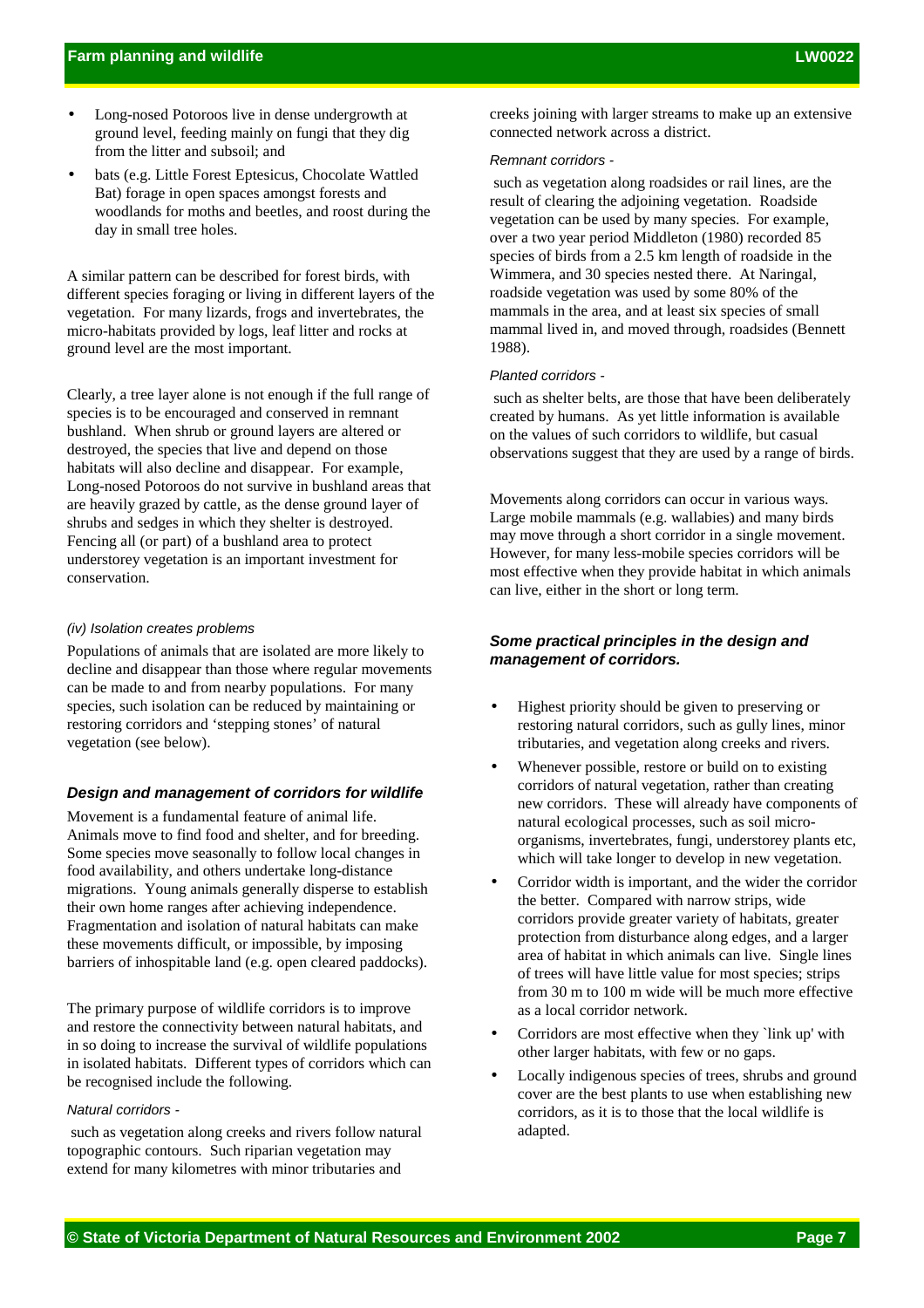- Long-nosed Potoroos live in dense undergrowth at ground level, feeding mainly on fungi that they dig from the litter and subsoil; and
- bats (e.g. Little Forest Eptesicus, Chocolate Wattled Bat) forage in open spaces amongst forests and woodlands for moths and beetles, and roost during the day in small tree holes.

A similar pattern can be described for forest birds, with different species foraging or living in different layers of the vegetation. For many lizards, frogs and invertebrates, the micro-habitats provided by logs, leaf litter and rocks at ground level are the most important.

Clearly, a tree layer alone is not enough if the full range of species is to be encouraged and conserved in remnant bushland. When shrub or ground layers are altered or destroyed, the species that live and depend on those habitats will also decline and disappear. For example, Long-nosed Potoroos do not survive in bushland areas that are heavily grazed by cattle, as the dense ground layer of shrubs and sedges in which they shelter is destroyed. Fencing all (or part) of a bushland area to protect understorey vegetation is an important investment for conservation.

*(iv) Isolation creates problems*

Populations of animals that are isolated are more likely to decline and disappear than those where regular movements can be made to and from nearby populations. For many species, such isolation can be reduced by maintaining or restoring corridors and 'stepping stones' of natural vegetation (see below).

### *Design and management of corridors for wildlife*

Movement is a fundamental feature of animal life. Animals move to find food and shelter, and for breeding. Some species move seasonally to follow local changes in food availability, and others undertake long-distance migrations. Young animals generally disperse to establish their own home ranges after achieving independence. Fragmentation and isolation of natural habitats can make these movements difficult, or impossible, by imposing barriers of inhospitable land (e.g. open cleared paddocks).

The primary purpose of wildlife corridors is to improve and restore the connectivity between natural habitats, and in so doing to increase the survival of wildlife populations in isolated habitats. Different types of corridors which can be recognised include the following.

*Natural corridors -*

such as vegetation along creeks and rivers follow natural topographic contours. Such riparian vegetation may extend for many kilometres with minor tributaries and creeks joining with larger streams to make up an extensive connected network across a district.

*Remnant corridors -*

such as vegetation along roadsides or rail lines, are the result of clearing the adjoining vegetation. Roadside vegetation can be used by many species. For example, over a two year period Middleton (1980) recorded 85 species of birds from a 2.5 km length of roadside in the Wimmera, and 30 species nested there. At Naringal, roadside vegetation was used by some 80% of the mammals in the area, and at least six species of small mammal lived in, and moved through, roadsides (Bennett 1988).

*Planted corridors -*

such as shelter belts, are those that have been deliberately created by humans. As yet little information is available on the values of such corridors to wildlife, but casual observations suggest that they are used by a range of birds.

Movements along corridors can occur in various ways. Large mobile mammals (e.g. wallabies) and many birds may move through a short corridor in a single movement. However, for many less-mobile species corridors will be most effective when they provide habitat in which animals can live, either in the short or long term.

### *Some practical principles in the design and management of corridors.*

- Highest priority should be given to preserving or restoring natural corridors, such as gully lines, minor tributaries, and vegetation along creeks and rivers.
- Whenever possible, restore or build on to existing corridors of natural vegetation, rather than creating new corridors. These will already have components of natural ecological processes, such as soil micro-organisms, invertebrates, fungi, understorey plants etc, which will take longer to develop in new vegetation.
- Corridor width is important, and the wider the corridor the better. Compared with narrow strips, wide corridors provide greater variety of habitats, greater protection from disturbance along edges, and a larger area of habitat in which animals can live. Single lines of trees will have little value for most species; strips from 30 m to 100 m wide will be much more effective as a local corridor network.
- Corridors are most effective when they `link up' with other larger habitats, with few or no gaps.
- Locally indigenous species of trees, shrubs and ground cover are the best plants to use when establishing new corridors, as it is to those that the local wildlife is adapted.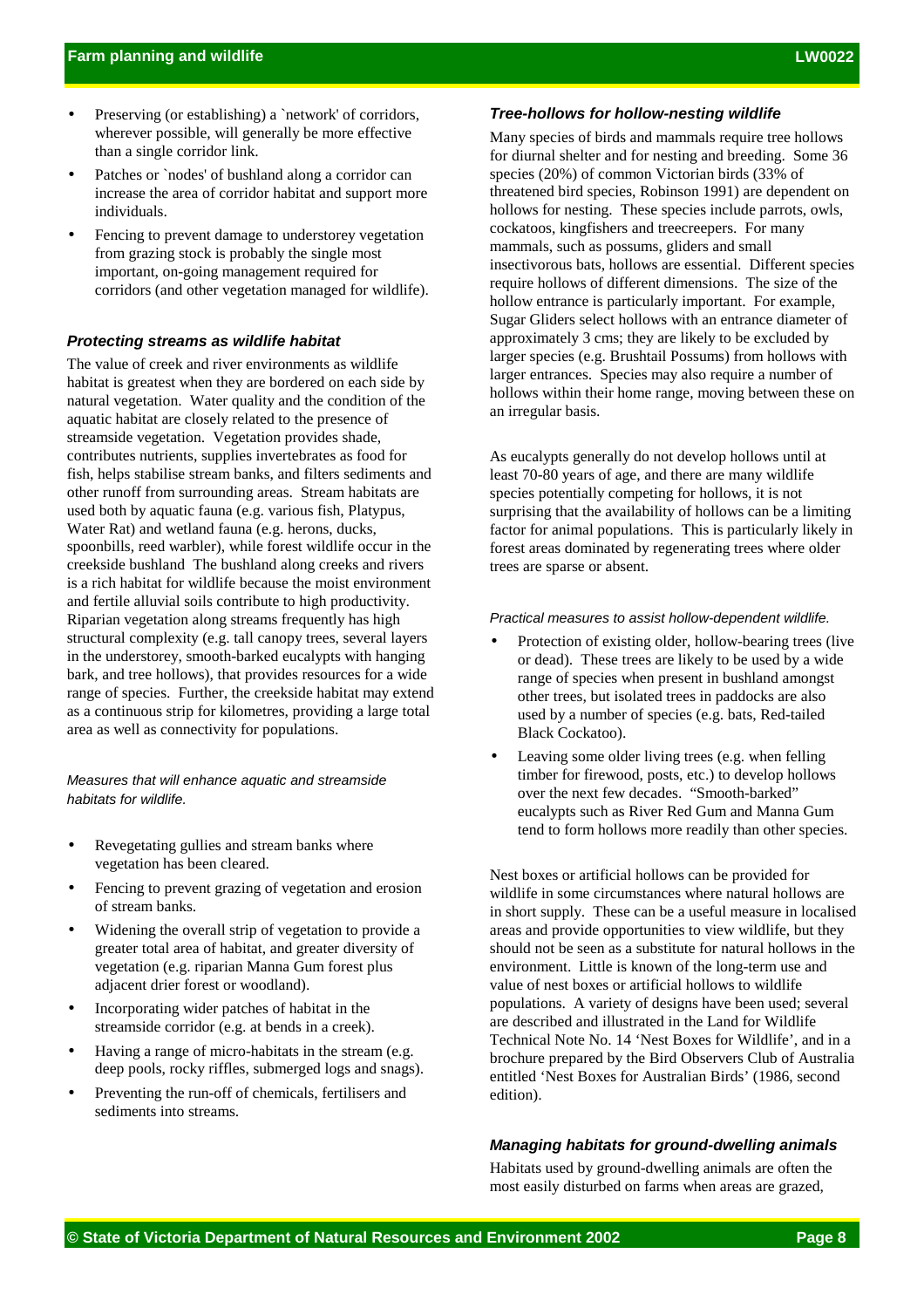- Preserving (or establishing) a `network' of corridors, wherever possible, will generally be more effective than a single corridor link.
- Patches or `nodes' of bushland along a corridor can increase the area of corridor habitat and support more individuals.
- Fencing to prevent damage to understorey vegetation from grazing stock is probably the single most important, on-going management required for corridors (and other vegetation managed for wildlife).

### *Protecting streams as wildlife habitat*

The value of creek and river environments as wildlife habitat is greatest when they are bordered on each side by natural vegetation. Water quality and the condition of the aquatic habitat are closely related to the presence of streamside vegetation. Vegetation provides shade, contributes nutrients, supplies invertebrates as food for fish, helps stabilise stream banks, and filters sediments and other runoff from surrounding areas. Stream habitats are used both by aquatic fauna (e.g. various fish, Platypus, Water Rat) and wetland fauna (e.g. herons, ducks, spoonbills, reed warbler), while forest wildlife occur in the creekside bushland The bushland along creeks and rivers is a rich habitat for wildlife because the moist environment and fertile alluvial soils contribute to high productivity. Riparian vegetation along streams frequently has high structural complexity (e.g. tall canopy trees, several layers in the understorey, smooth-barked eucalypts with hanging bark, and tree hollows), that provides resources for a wide range of species. Further, the creekside habitat may extend as a continuous strip for kilometres, providing a large total area as well as connectivity for populations.

*Measures that will enhance aquatic and streamside habitats for wildlife.*

- Revegetating gullies and stream banks where vegetation has been cleared.
- Fencing to prevent grazing of vegetation and erosion of stream banks.
- Widening the overall strip of vegetation to provide a greater total area of habitat, and greater diversity of vegetation (e.g. riparian Manna Gum forest plus adjacent drier forest or woodland).
- Incorporating wider patches of habitat in the streamside corridor (e.g. at bends in a creek).
- Having a range of micro-habitats in the stream (e.g. deep pools, rocky riffles, submerged logs and snags).
- Preventing the run-off of chemicals, fertilisers and sediments into streams.

### *Tree-hollows for hollow-nesting wildlife*

Many species of birds and mammals require tree hollows for diurnal shelter and for nesting and breeding. Some 36 species (20%) of common Victorian birds (33% of threatened bird species, Robinson 1991) are dependent on hollows for nesting. These species include parrots, owls, cockatoos, kingfishers and treecreepers. For many mammals, such as possums, gliders and small insectivorous bats, hollows are essential. Different species require hollows of different dimensions. The size of the hollow entrance is particularly important. For example, Sugar Gliders select hollows with an entrance diameter of approximately 3 cms; they are likely to be excluded by larger species (e.g. Brushtail Possums) from hollows with larger entrances. Species may also require a number of hollows within their home range, moving between these on an irregular basis.

As eucalypts generally do not develop hollows until at least 70-80 years of age, and there are many wildlife species potentially competing for hollows, it is not surprising that the availability of hollows can be a limiting factor for animal populations. This is particularly likely in forest areas dominated by regenerating trees where older trees are sparse or absent.

*Practical measures to assist hollow-dependent wildlife.*

- Protection of existing older, hollow-bearing trees (live or dead). These trees are likely to be used by a wide range of species when present in bushland amongst other trees, but isolated trees in paddocks are also used by a number of species (e.g. bats, Red-tailed Black Cockatoo).
- Leaving some older living trees (e.g. when felling timber for firewood, posts, etc.) to develop hollows over the next few decades. "Smooth-barked" eucalypts such as River Red Gum and Manna Gum tend to form hollows more readily than other species.

Nest boxes or artificial hollows can be provided for wildlife in some circumstances where natural hollows are in short supply. These can be a useful measure in localised areas and provide opportunities to view wildlife, but they should not be seen as a substitute for natural hollows in the environment. Little is known of the long-term use and value of nest boxes or artificial hollows to wildlife populations. A variety of designs have been used; several are described and illustrated in the Land for Wildlife Technical Note No. 14 'Nest Boxes for Wildlife', and in a brochure prepared by the Bird Observers Club of Australia entitled 'Nest Boxes for Australian Birds' (1986, second edition).

### *Managing habitats for ground-dwelling animals*

Habitats used by ground-dwelling animals are often the most easily disturbed on farms when areas are grazed,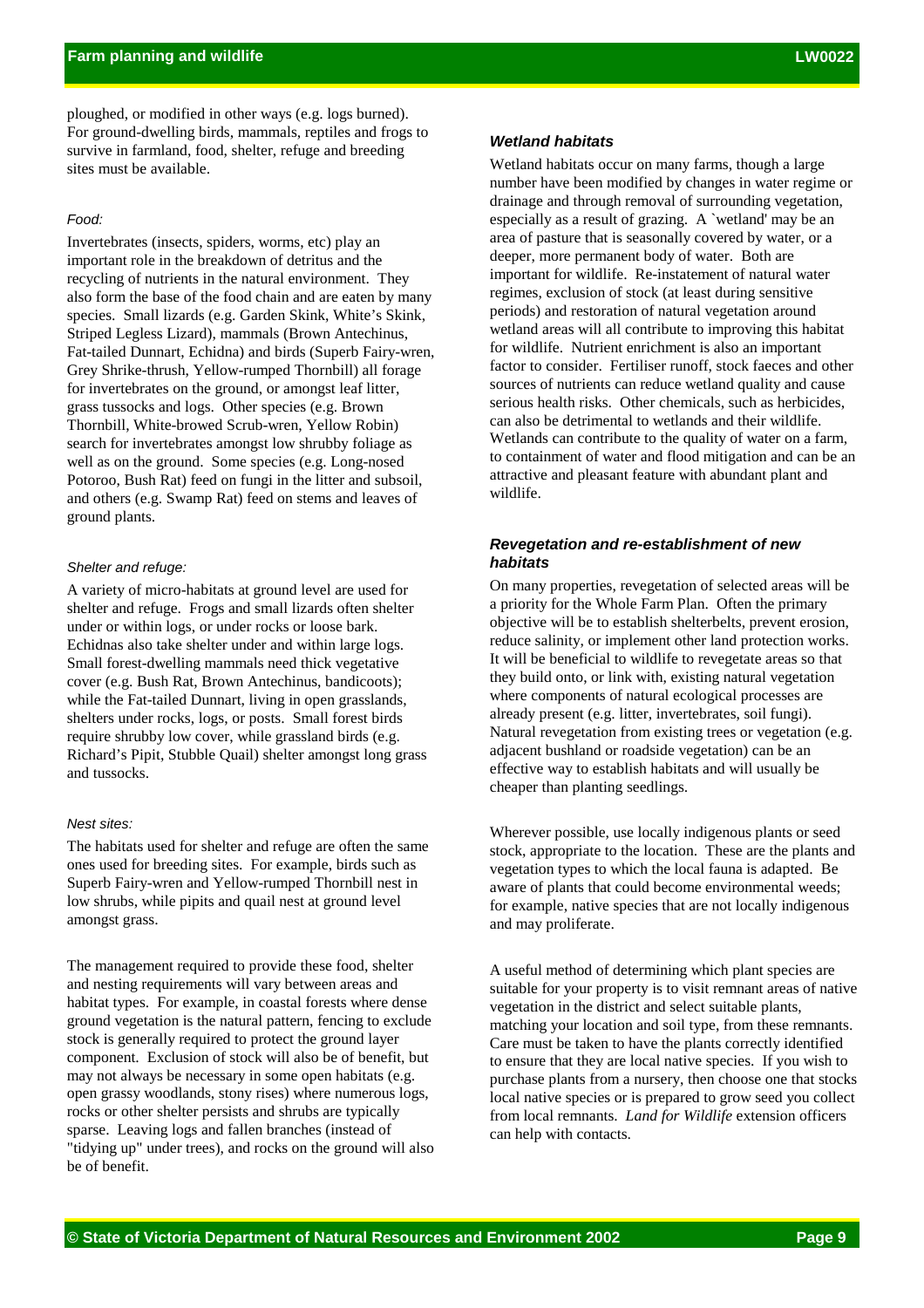ploughed, or modified in other ways (e.g. logs burned). For ground-dwelling birds, mammals, reptiles and frogs to survive in farmland, food, shelter, refuge and breeding sites must be available.

*Food:*

Invertebrates (insects, spiders, worms, etc) play an important role in the breakdown of detritus and the recycling of nutrients in the natural environment. They also form the base of the food chain and are eaten by many species. Small lizards (e.g. Garden Skink, White's Skink, Striped Legless Lizard), mammals (Brown Antechinus, Fat-tailed Dunnart, Echidna) and birds (Superb Fairy-wren, Grey Shrike-thrush, Yellow-rumped Thornbill) all forage for invertebrates on the ground, or amongst leaf litter, grass tussocks and logs. Other species (e.g. Brown Thornbill, White-browed Scrub-wren, Yellow Robin) search for invertebrates amongst low shrubby foliage as well as on the ground. Some species (e.g. Long-nosed Potoroo, Bush Rat) feed on fungi in the litter and subsoil, and others (e.g. Swamp Rat) feed on stems and leaves of ground plants.

*Shelter and refuge:*

A variety of micro-habitats at ground level are used for shelter and refuge. Frogs and small lizards often shelter under or within logs, or under rocks or loose bark. Echidnas also take shelter under and within large logs. Small forest-dwelling mammals need thick vegetative cover (e.g. Bush Rat, Brown Antechinus, bandicoots); while the Fat-tailed Dunnart, living in open grasslands, shelters under rocks, logs, or posts. Small forest birds require shrubby low cover, while grassland birds (e.g. Richard's Pipit, Stubble Quail) shelter amongst long grass and tussocks.

*Nest sites:*

The habitats used for shelter and refuge are often the same ones used for breeding sites. For example, birds such as Superb Fairy-wren and Yellow-rumped Thornbill nest in low shrubs, while pipits and quail nest at ground level amongst grass.

The management required to provide these food, shelter and nesting requirements will vary between areas and habitat types. For example, in coastal forests where dense ground vegetation is the natural pattern, fencing to exclude stock is generally required to protect the ground layer component. Exclusion of stock will also be of benefit, but may not always be necessary in some open habitats (e.g. open grassy woodlands, stony rises) where numerous logs, rocks or other shelter persists and shrubs are typically sparse. Leaving logs and fallen branches (instead of "tidying up" under trees), and rocks on the ground will also be of benefit.

### *Wetland habitats*

Wetland habitats occur on many farms, though a large number have been modified by changes in water regime or drainage and through removal of surrounding vegetation, especially as a result of grazing. A `wetland' may be an area of pasture that is seasonally covered by water, or a deeper, more permanent body of water. Both are important for wildlife. Re-instatement of natural water regimes, exclusion of stock (at least during sensitive periods) and restoration of natural vegetation around wetland areas will all contribute to improving this habitat for wildlife. Nutrient enrichment is also an important factor to consider. Fertiliser runoff, stock faeces and other sources of nutrients can reduce wetland quality and cause serious health risks. Other chemicals, such as herbicides, can also be detrimental to wetlands and their wildlife. Wetlands can contribute to the quality of water on a farm, to containment of water and flood mitigation and can be an attractive and pleasant feature with abundant plant and wildlife.

### *Revegetation and re-establishment of new habitats*

On many properties, revegetation of selected areas will be a priority for the Whole Farm Plan. Often the primary objective will be to establish shelterbelts, prevent erosion, reduce salinity, or implement other land protection works. It will be beneficial to wildlife to revegetate areas so that they build onto, or link with, existing natural vegetation where components of natural ecological processes are already present (e.g. litter, invertebrates, soil fungi). Natural revegetation from existing trees or vegetation (e.g. adjacent bushland or roadside vegetation) can be an effective way to establish habitats and will usually be cheaper than planting seedlings.

Wherever possible, use locally indigenous plants or seed stock, appropriate to the location. These are the plants and vegetation types to which the local fauna is adapted. Be aware of plants that could become environmental weeds; for example, native species that are not locally indigenous and may proliferate.

A useful method of determining which plant species are suitable for your property is to visit remnant areas of native vegetation in the district and select suitable plants, matching your location and soil type, from these remnants. Care must be taken to have the plants correctly identified to ensure that they are local native species. If you wish to purchase plants from a nursery, then choose one that stocks local native species or is prepared to grow seed you collect from local remnants. *Land for Wildlife* extension officers can help with contacts.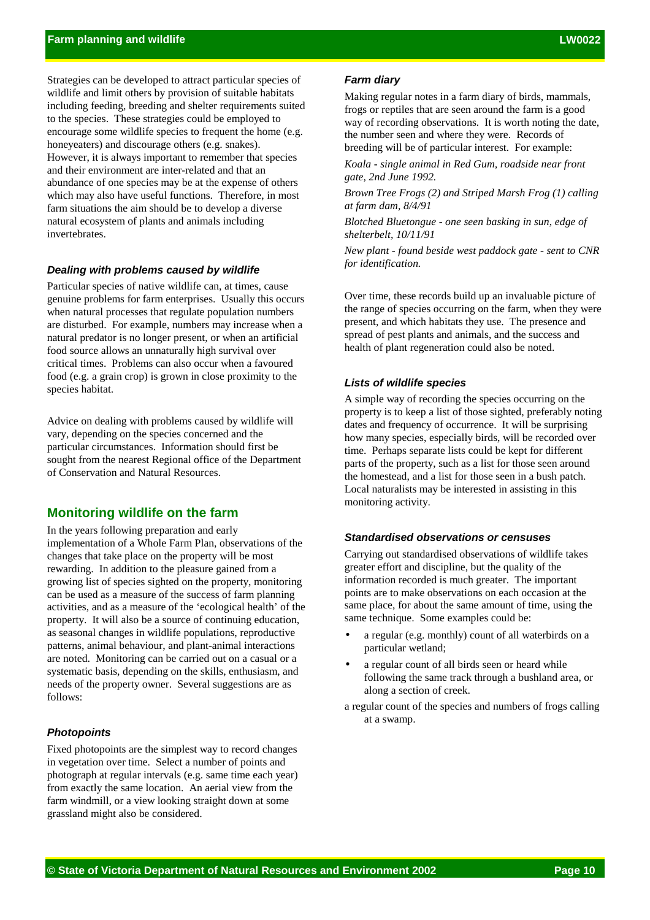Strategies can be developed to attract particular species of wildlife and limit others by provision of suitable habitats including feeding, breeding and shelter requirements suited to the species. These strategies could be employed to encourage some wildlife species to frequent the home (e.g. honeyeaters) and discourage others (e.g. snakes). However, it is always important to remember that species and their environment are inter-related and that an abundance of one species may be at the expense of others which may also have useful functions. Therefore, in most farm situations the aim should be to develop a diverse natural ecosystem of plants and animals including invertebrates.

### *Dealing with problems caused by wildlife*

Particular species of native wildlife can, at times, cause genuine problems for farm enterprises. Usually this occurs when natural processes that regulate population numbers are disturbed. For example, numbers may increase when a natural predator is no longer present, or when an artificial food source allows an unnaturally high survival over critical times. Problems can also occur when a favoured food (e.g. a grain crop) is grown in close proximity to the species habitat.

Advice on dealing with problems caused by wildlife will vary, depending on the species concerned and the particular circumstances. Information should first be sought from the nearest Regional office of the Department of Conservation and Natural Resources.

## Monitoring wildlife on the farm

In the years following preparation and early implementation of a Whole Farm Plan, observations of the changes that take place on the property will be most rewarding. In addition to the pleasure gained from a growing list of species sighted on the property, monitoring can be used as a measure of the success of farm planning activities, and as a measure of the 'ecological health' of the property. It will also be a source of continuing education, as seasonal changes in wildlife populations, reproductive patterns, animal behaviour, and plant-animal interactions are noted. Monitoring can be carried out on a casual or a systematic basis, depending on the skills, enthusiasm, and needs of the property owner. Several suggestions are as follows:

### *Photopoints*

Fixed photopoints are the simplest way to record changes in vegetation over time. Select a number of points and photograph at regular intervals (e.g. same time each year) from exactly the same location. An aerial view from the farm windmill, or a view looking straight down at some grassland might also be considered.

### *Farm diary*

Making regular notes in a farm diary of birds, mammals, frogs or reptiles that are seen around the farm is a good way of recording observations. It is worth noting the date, the number seen and where they were. Records of breeding will be of particular interest. For example:

*Koala - single animal in Red Gum, roadside near front gate, 2nd June 1992.*

*Brown Tree Frogs (2) and Striped Marsh Frog (1) calling at farm dam, 8/4/91*

*Blotched Bluetongue - one seen basking in sun, edge of shelterbelt, 10/11/91*

*New plant - found beside west paddock gate - sent to CNR for identification.*

Over time, these records build up an invaluable picture of the range of species occurring on the farm, when they were present, and which habitats they use. The presence and spread of pest plants and animals, and the success and health of plant regeneration could also be noted.

### *Lists of wildlife species*

A simple way of recording the species occurring on the property is to keep a list of those sighted, preferably noting dates and frequency of occurrence. It will be surprising how many species, especially birds, will be recorded over time. Perhaps separate lists could be kept for different parts of the property, such as a list for those seen around the homestead, and a list for those seen in a bush patch. Local naturalists may be interested in assisting in this monitoring activity.

### *Standardised observations or censuses*

Carrying out standardised observations of wildlife takes greater effort and discipline, but the quality of the information recorded is much greater. The important points are to make observations on each occasion at the same place, for about the same amount of time, using the same technique. Some examples could be:

- a regular (e.g. monthly) count of all waterbirds on a particular wetland;
- a regular count of all birds seen or heard while following the same track through a bushland area, or along a section of creek.

a regular count of the species and numbers of frogs calling at a swamp.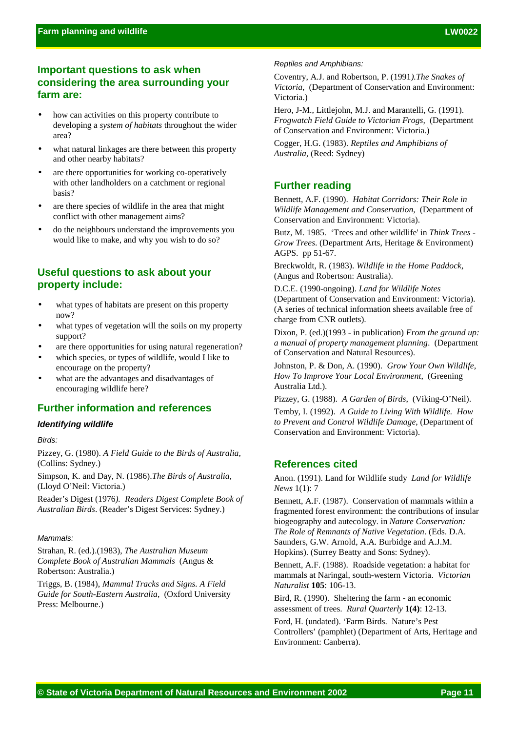## Important questions to ask when considering the area surrounding your farm are:

- how can activities on this property contribute to developing a *system of habitats* throughout the wider area?
- what natural linkages are there between this property and other nearby habitats?
- are there opportunities for working co-operatively with other landholders on a catchment or regional basis?
- are there species of wildlife in the area that might conflict with other management aims?
- do the neighbours understand the improvements you would like to make, and why you wish to do so?

## Useful questions to ask about your property include:

- what types of habitats are present on this property now?
- what types of vegetation will the soils on my property support?
- are there opportunities for using natural regeneration?
- which species, or types of wildlife, would I like to encourage on the property?
- what are the advantages and disadvantages of encouraging wildlife here?

## Further information and references

### *Identifying wildlife*

*Birds:*

Pizzey, G. (1980). *A Field Guide to the Birds of Australia*, (Collins: Sydney.)

Simpson, K. and Day, N. (1986).*The Birds of Australia*, (Lloyd O'Neil: Victoria.)

Reader's Digest (1976*). Readers Digest Complete Book of Australian Birds*. (Reader's Digest Services: Sydney.)

*Mammals:*

Strahan, R. (ed.).(1983), *The Australian Museum Complete Book of Australian Mammals* (Angus & Robertson: Australia.)

Triggs, B. (1984), *Mammal Tracks and Signs. A Field Guide for South-Eastern Australia*, (Oxford University Press: Melbourne.)

*Reptiles and Amphibians:*

Coventry, A.J. and Robertson, P. (1991*).The Snakes of Victoria*, (Department of Conservation and Environment: Victoria.)

Hero, J-M., Littlejohn, M.J. and Marantelli, G. (1991). *Frogwatch Field Guide to Victorian Frogs*, (Department of Conservation and Environment: Victoria.)

Cogger, H.G. (1983). *Reptiles and Amphibians of Australia*, (Reed: Sydney)

## Further reading

Bennett, A.F. (1990). *Habitat Corridors: Their Role in Wildlife Management and Conservation*, (Department of Conservation and Environment: Victoria).

Butz, M. 1985. 'Trees and other wildlife' in *Think Trees - Grow Trees*. (Department Arts, Heritage & Environment) AGPS. pp 51-67.

Breckwoldt, R. (1983). *Wildlife in the Home Paddock*, (Angus and Robertson: Australia).

D.C.E. (1990-ongoing). *Land for Wildlife Notes* (Department of Conservation and Environment: Victoria). (A series of technical information sheets available free of charge from CNR outlets).

Dixon, P. (ed.)(1993 - in publication) *From the ground up: a manual of property management planning*. (Department of Conservation and Natural Resources).

Johnston, P. & Don, A. (1990). *Grow Your Own Wildlife, How To Improve Your Local Environment*, (Greening Australia Ltd.).

Pizzey, G. (1988). *A Garden of Birds*, (Viking-O'Neil).

Temby, I. (1992). *A Guide to Living With Wildlife. How to Prevent and Control Wildlife Damage*, (Department of Conservation and Environment: Victoria).

## References cited

Anon. (1991). Land for Wildlife study *Land for Wildlife News* 1(1): 7

Bennett, A.F. (1987). Conservation of mammals within a fragmented forest environment: the contributions of insular biogeography and autecology. in *Nature Conservation: The Role of Remnants of Native Vegetation*. (Eds. D.A. Saunders, G.W. Arnold, A.A. Burbidge and A.J.M. Hopkins). (Surrey Beatty and Sons: Sydney).

Bennett, A.F. (1988). Roadside vegetation: a habitat for mammals at Naringal, south-western Victoria. *Victorian Naturalist* **105**: 106-13.

Bird, R. (1990). Sheltering the farm - an economic assessment of trees. *Rural Quarterly* **1(4)**: 12-13.

Ford, H. (undated). 'Farm Birds. Nature's Pest Controllers' (pamphlet) (Department of Arts, Heritage and Environment: Canberra).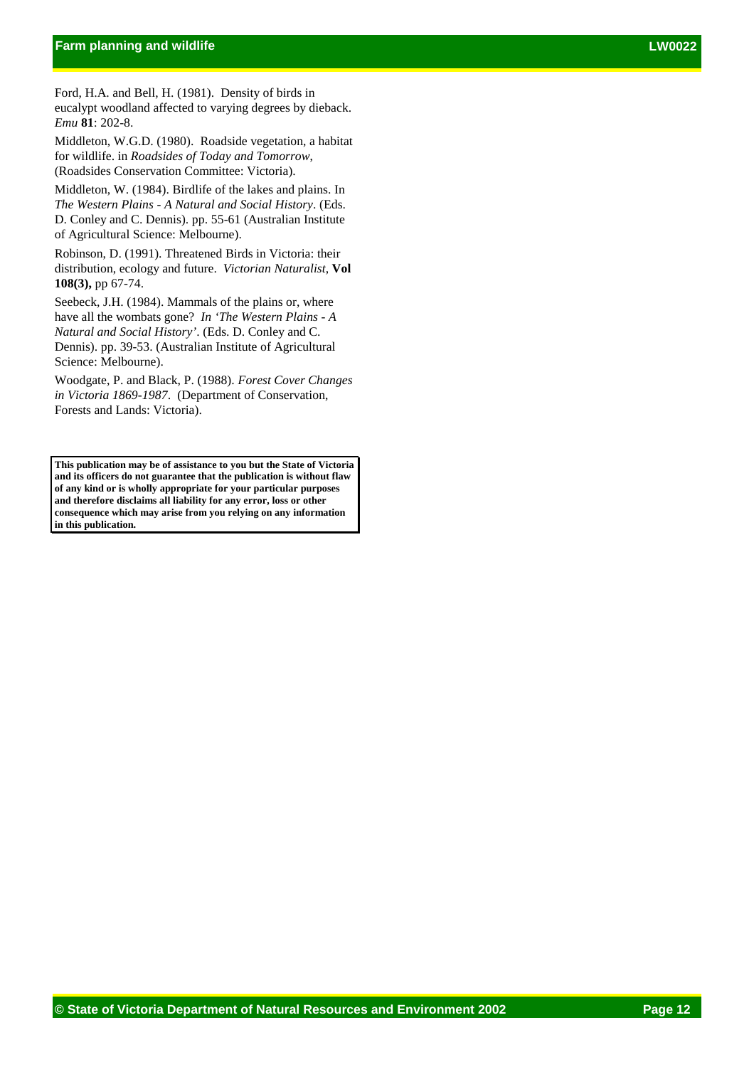Ford, H.A. and Bell, H. (1981). Density of birds in eucalypt woodland affected to varying degrees by dieback. *Emu* **81**: 202-8.

Middleton, W.G.D. (1980). Roadside vegetation, a habitat for wildlife. in *Roadsides of Today and Tomorrow*, (Roadsides Conservation Committee: Victoria).

Middleton, W. (1984). Birdlife of the lakes and plains. In *The Western Plains - A Natural and Social History*. (Eds. D. Conley and C. Dennis). pp. 55-61 (Australian Institute of Agricultural Science: Melbourne).

Robinson, D. (1991). Threatened Birds in Victoria: their distribution, ecology and future. *Victorian Naturalist*, **Vol 108(3),** pp 67-74.

Seebeck, J.H. (1984). Mammals of the plains or, where have all the wombats gone? *In 'The Western Plains - A Natural and Social History'*. (Eds. D. Conley and C. Dennis). pp. 39-53. (Australian Institute of Agricultural Science: Melbourne).

Woodgate, P. and Black, P. (1988). *Forest Cover Changes in Victoria 1869-1987*. (Department of Conservation, Forests and Lands: Victoria).

**This publication may be of assistance to you but the State of Victoria and its officers do not guarantee that the publication is without flaw of any kind or is wholly appropriate for your particular purposes and therefore disclaims all liability for any error, loss or other consequence which may arise from you relying on any information in this publication.**